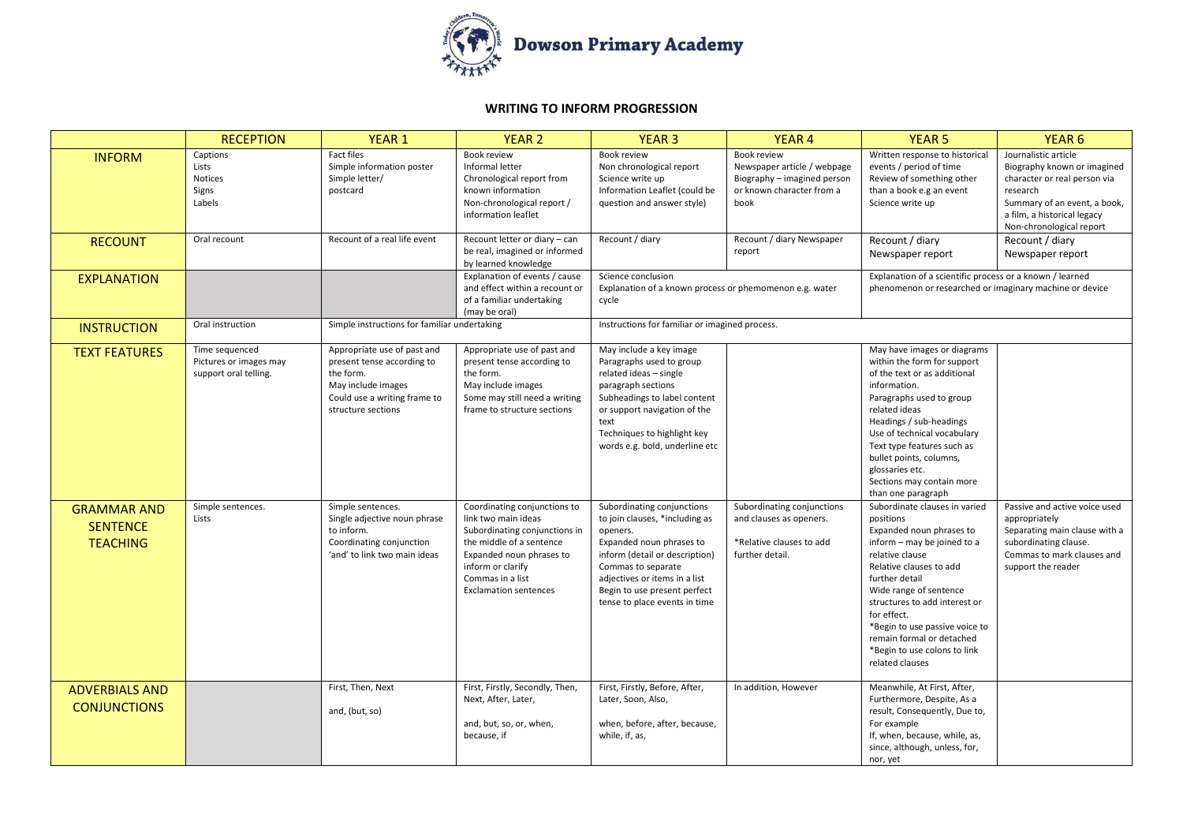**Dowson Primary Academy**

# WRITING TO INFORM PROGRESSION

| | RECEPTION | YEAR 1 | YEAR 2 | YEAR 3 | YEAR 4 | YEAR 5 | YEAR 6 |
|---|---|---|---|---|---|---|---|
| **INFORM** | Captions<br>Lists<br>Notices<br>Signs<br>Labels | Fact files<br>Simple information poster<br>Simple letter/<br>postcard | Book review<br>Informal letter<br>Chronological report from known information<br>Non-chronological report / information leaflet | Book review<br>Non chronological report<br>Science write up<br>Information Leaflet (could be question and answer style) | Book review<br>Newspaper article / webpage<br>Biography – imagined person or known character from a book | Written response to historical events / period of time<br>Review of something other than a book e.g an event<br>Science write up | Journalistic article<br>Biography known or imagined character or real person via research<br>Summary of an event, a book, a film, a historical legacy<br>Non-chronological report |
| **RECOUNT** | Oral recount | Recount of a real life event | Recount letter or diary – can be real, imagined or informed by learned knowledge | Recount / diary | Recount / diary Newspaper report | Recount / diary<br>Newspaper report | Recount / diary<br>Newspaper report |
| **EXPLANATION** | | | Explanation of events / cause and effect within a recount or of a familiar undertaking (may be oral) | Science conclusion<br>Explanation of a known process or phemomenon e.g. water cycle | | Explanation of a scientific process or a known / learned phenomenon or researched or imaginary machine or device | |
| **INSTRUCTION** | Oral instruction | Simple instructions for familiar undertaking | | Instructions for familiar or imagined process. | | | |
| **TEXT FEATURES** | Time sequenced<br>Pictures or images may support oral telling. | Appropriate use of past and present tense according to the form.<br>May include images<br>Could use a writing frame to structure sections | Appropriate use of past and present tense according to the form.<br>May include images<br>Some may still need a writing frame to structure sections | May include a key image<br>Paragraphs used to group related ideas – single paragraph sections<br>Subheadings to label content or support navigation of the text<br>Techniques to highlight key words e.g. bold, underline etc | | May have images or diagrams within the form for support of the text or as additional information.<br>Paragraphs used to group related ideas<br>Headings / sub-headings<br>Use of technical vocabulary<br>Text type features such as bullet points, columns, glossaries etc.<br>Sections may contain more than one paragraph | |
| **GRAMMAR AND SENTENCE TEACHING** | Simple sentences.<br>Lists | Simple sentences.<br>Single adjective noun phrase to inform.<br>Coordinating conjunction 'and' to link two main ideas | Coordinating conjunctions to link two main ideas<br>Subordinating conjunctions in the middle of a sentence<br>Expanded noun phrases to inform or clarify<br>Commas in a list<br>Exclamation sentences | Subordinating conjunctions to join clauses, *including as openers.<br>Expanded noun phrases to inform (detail or description)<br>Commas to separate adjectives or items in a list<br>Begin to use present perfect tense to place events in time | Subordinating conjunctions and clauses as openers.<br><br>*Relative clauses to add further detail. | Subordinate clauses in varied positions<br>Expanded noun phrases to inform – may be joined to a relative clause<br>Relative clauses to add further detail<br>Wide range of sentence structures to add interest or for effect.<br>*Begin to use passive voice to remain formal or detached<br>*Begin to use colons to link related clauses | Passive and active voice used appropriately<br>Separating main clause with a subordinating clause.<br>Commas to mark clauses and support the reader |
| **ADVERBIALS AND CONJUNCTIONS** | | First, Then, Next<br><br>and, (but, so) | First, Firstly, Secondly, Then, Next, After, Later,<br><br>and, but, so, or, when, because, if | First, Firstly, Before, After, Later, Soon, Also,<br><br>when, before, after, because, while, if, as, | In addition, However | Meanwhile, At First, After, Furthermore, Despite, As a result, Consequently, Due to, For example<br>If, when, because, while, as, since, although, unless, for, nor, yet | |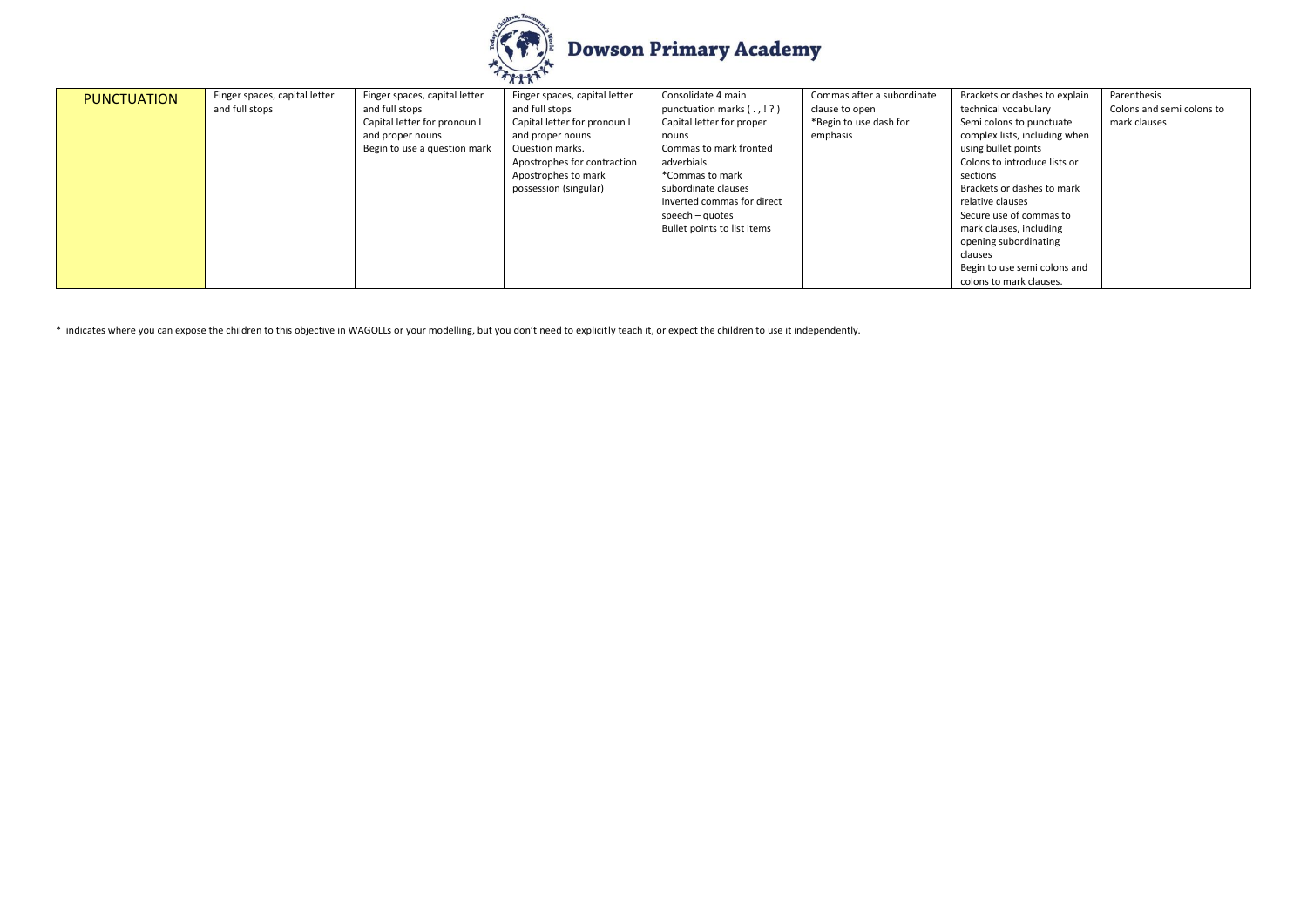| | | | | | | | |
|---|---|---|---|---|---|---|---|
| PUNCTUATION | Finger spaces, capital letter and full stops | Finger spaces, capital letter and full stops<br>Capital letter for pronoun I and proper nouns<br>Begin to use a question mark | Finger spaces, capital letter and full stops<br>Capital letter for pronoun I and proper nouns<br>Question marks.<br>Apostrophes for contraction<br>Apostrophes to mark possession (singular) | Consolidate 4 main punctuation marks ( . , ! ? )<br>Capital letter for proper nouns<br>Commas to mark fronted adverbials.<br>*Commas to mark subordinate clauses<br>Inverted commas for direct speech – quotes<br>Bullet points to list items | Commas after a subordinate clause to open<br>*Begin to use dash for emphasis | Brackets or dashes to explain technical vocabulary<br>Semi colons to punctuate complex lists, including when using bullet points<br>Colons to introduce lists or sections<br>Brackets or dashes to mark relative clauses<br>Secure use of commas to mark clauses, including opening subordinating clauses<br>Begin to use semi colons and colons to mark clauses. | Parenthesis<br>Colons and semi colons to mark clauses |

* indicates where you can expose the children to this objective in WAGOLLs or your modelling, but you don't need to explicitly teach it, or expect the children to use it independently.